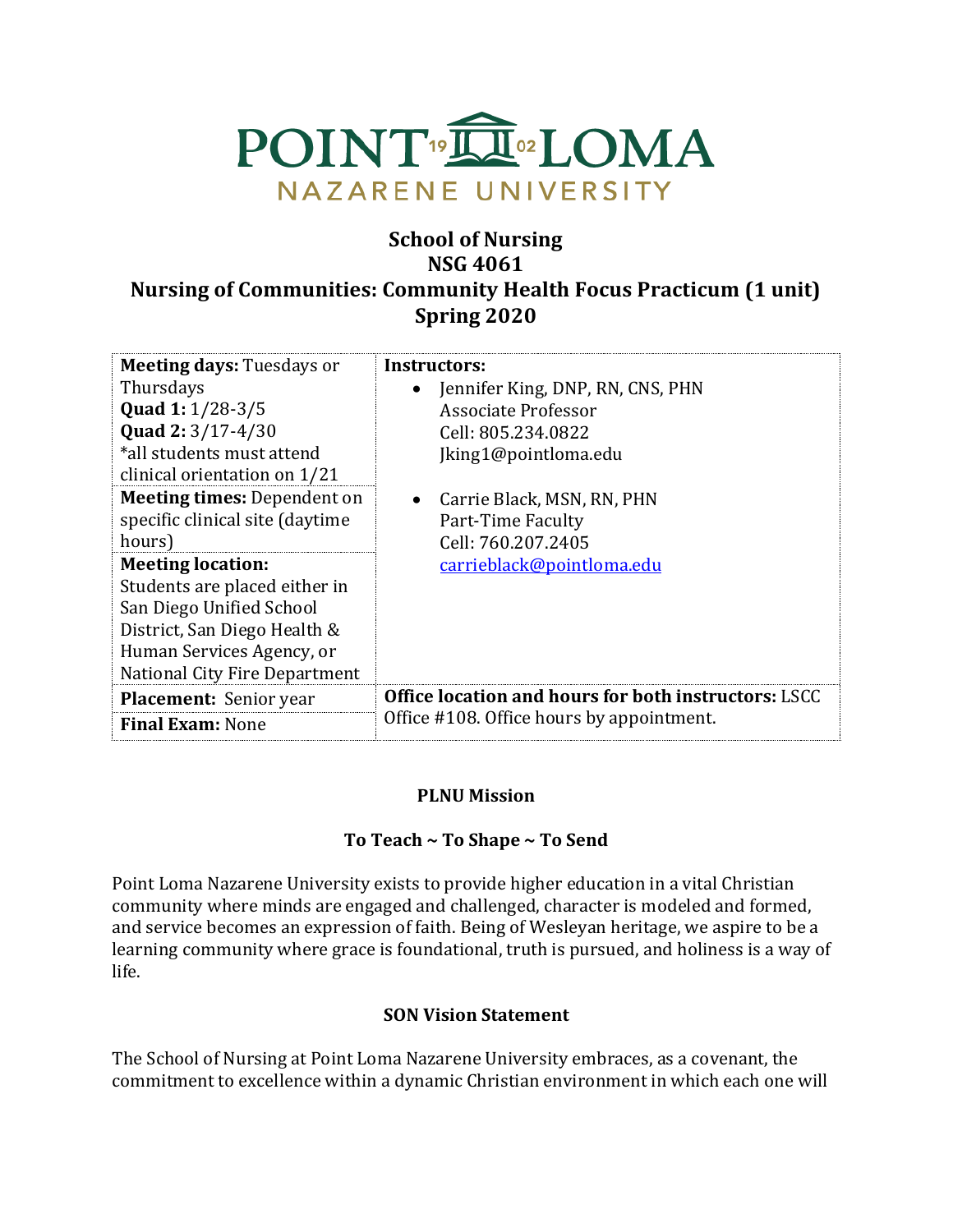# School of Nursing
# NSG 4061
# Nursing of Communities: Community Health Focus Practicum (1 unit)
# Spring 2020

| | |
|---|---|
| **Meeting days:** Tuesdays or Thursdays<br>**Quad 1:** 1/28-3/5<br>**Quad 2:** 3/17-4/30<br>*all students must attend clinical orientation on 1/21 | **Instructors:**<br>• Jennifer King, DNP, RN, CNS, PHN<br>Associate Professor<br>Cell: 805.234.0822<br>Jking1@pointloma.edu<br><br>• Carrie Black, MSN, RN, PHN<br>Part-Time Faculty<br>Cell: 760.207.2405<br>carrieblack@pointloma.edu |
| **Meeting times:** Dependent on specific clinical site (daytime hours) | |
| **Meeting location:** Students are placed either in San Diego Unified School District, San Diego Health & Human Services Agency, or National City Fire Department | |
| **Placement:** Senior year | **Office location and hours for both instructors:** LSCC Office #108. Office hours by appointment. |
| **Final Exam:** None | |

**PLNU Mission**

**To Teach ~ To Shape ~ To Send**

Point Loma Nazarene University exists to provide higher education in a vital Christian community where minds are engaged and challenged, character is modeled and formed, and service becomes an expression of faith. Being of Wesleyan heritage, we aspire to be a learning community where grace is foundational, truth is pursued, and holiness is a way of life.

**SON Vision Statement**

The School of Nursing at Point Loma Nazarene University embraces, as a covenant, the commitment to excellence within a dynamic Christian environment in which each one will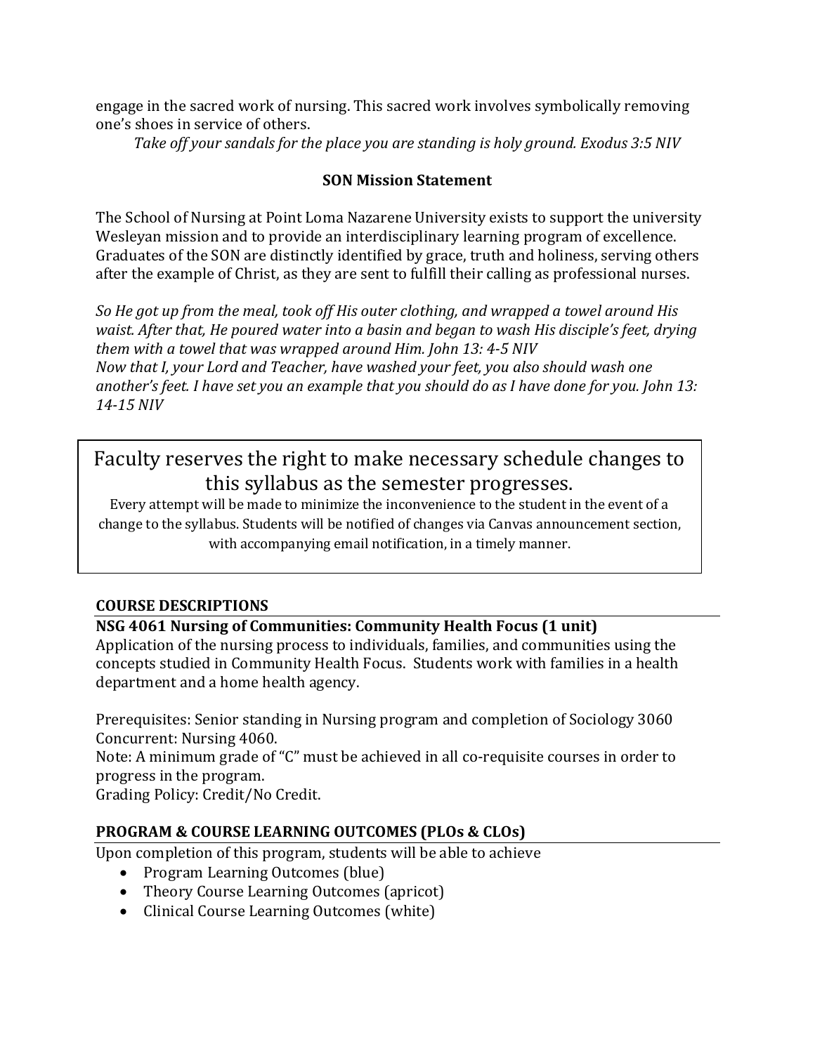engage in the sacred work of nursing. This sacred work involves symbolically removing one's shoes in service of others.

*Take off your sandals for the place you are standing is holy ground. Exodus 3:5 NIV*

**SON Mission Statement**

The School of Nursing at Point Loma Nazarene University exists to support the university Wesleyan mission and to provide an interdisciplinary learning program of excellence. Graduates of the SON are distinctly identified by grace, truth and holiness, serving others after the example of Christ, as they are sent to fulfill their calling as professional nurses.

*So He got up from the meal, took off His outer clothing, and wrapped a towel around His waist. After that, He poured water into a basin and began to wash His disciple's feet, drying them with a towel that was wrapped around Him. John 13: 4-5 NIV*
*Now that I, your Lord and Teacher, have washed your feet, you also should wash one another's feet. I have set you an example that you should do as I have done for you. John 13: 14-15 NIV*

> Faculty reserves the right to make necessary schedule changes to this syllabus as the semester progresses.
>
> Every attempt will be made to minimize the inconvenience to the student in the event of a change to the syllabus. Students will be notified of changes via Canvas announcement section, with accompanying email notification, in a timely manner.

## COURSE DESCRIPTIONS

**NSG 4061 Nursing of Communities: Community Health Focus (1 unit)**
Application of the nursing process to individuals, families, and communities using the concepts studied in Community Health Focus. Students work with families in a health department and a home health agency.

Prerequisites: Senior standing in Nursing program and completion of Sociology 3060
Concurrent: Nursing 4060.
Note: A minimum grade of "C" must be achieved in all co-requisite courses in order to progress in the program.
Grading Policy: Credit/No Credit.

## PROGRAM & COURSE LEARNING OUTCOMES (PLOs & CLOs)

Upon completion of this program, students will be able to achieve

- Program Learning Outcomes (blue)
- Theory Course Learning Outcomes (apricot)
- Clinical Course Learning Outcomes (white)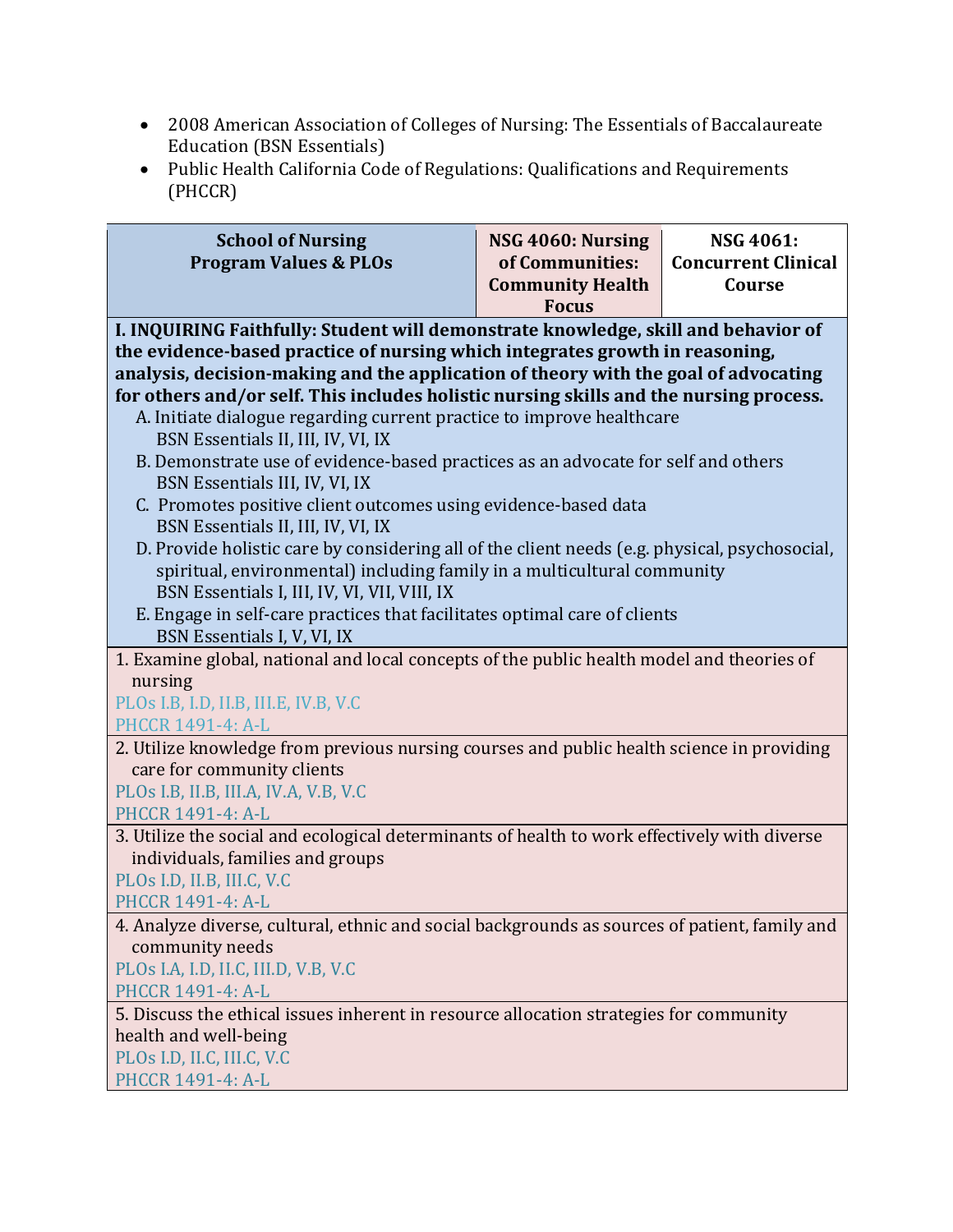- 2008 American Association of Colleges of Nursing: The Essentials of Baccalaureate Education (BSN Essentials)
- Public Health California Code of Regulations: Qualifications and Requirements (PHCCR)

| School of Nursing Program Values & PLOs | NSG 4060: Nursing of Communities: Community Health Focus | NSG 4061: Concurrent Clinical Course |
|---|---|---|
| **I. INQUIRING Faithfully: Student will demonstrate knowledge, skill and behavior of the evidence-based practice of nursing which integrates growth in reasoning, analysis, decision-making and the application of theory with the goal of advocating for others and/or self. This includes holistic nursing skills and the nursing process.**<br>A. Initiate dialogue regarding current practice to improve healthcare<br>BSN Essentials II, III, IV, VI, IX<br>B. Demonstrate use of evidence-based practices as an advocate for self and others<br>BSN Essentials III, IV, VI, IX<br>C. Promotes positive client outcomes using evidence-based data<br>BSN Essentials II, III, IV, VI, IX<br>D. Provide holistic care by considering all of the client needs (e.g. physical, psychosocial, spiritual, environmental) including family in a multicultural community<br>BSN Essentials I, III, IV, VI, VII, VIII, IX<br>E. Engage in self-care practices that facilitates optimal care of clients<br>BSN Essentials I, V, VI, IX | | |
| 1. Examine global, national and local concepts of the public health model and theories of nursing<br>PLOs I.B, I.D, II.B, III.E, IV.B, V.C<br>PHCCR 1491-4: A-L | | |
| 2. Utilize knowledge from previous nursing courses and public health science in providing care for community clients<br>PLOs I.B, II.B, III.A, IV.A, V.B, V.C<br>PHCCR 1491-4: A-L | | |
| 3. Utilize the social and ecological determinants of health to work effectively with diverse individuals, families and groups<br>PLOs I.D, II.B, III.C, V.C<br>PHCCR 1491-4: A-L | | |
| 4. Analyze diverse, cultural, ethnic and social backgrounds as sources of patient, family and community needs<br>PLOs I.A, I.D, II.C, III.D, V.B, V.C<br>PHCCR 1491-4: A-L | | |
| 5. Discuss the ethical issues inherent in resource allocation strategies for community health and well-being<br>PLOs I.D, II.C, III.C, V.C<br>PHCCR 1491-4: A-L | | |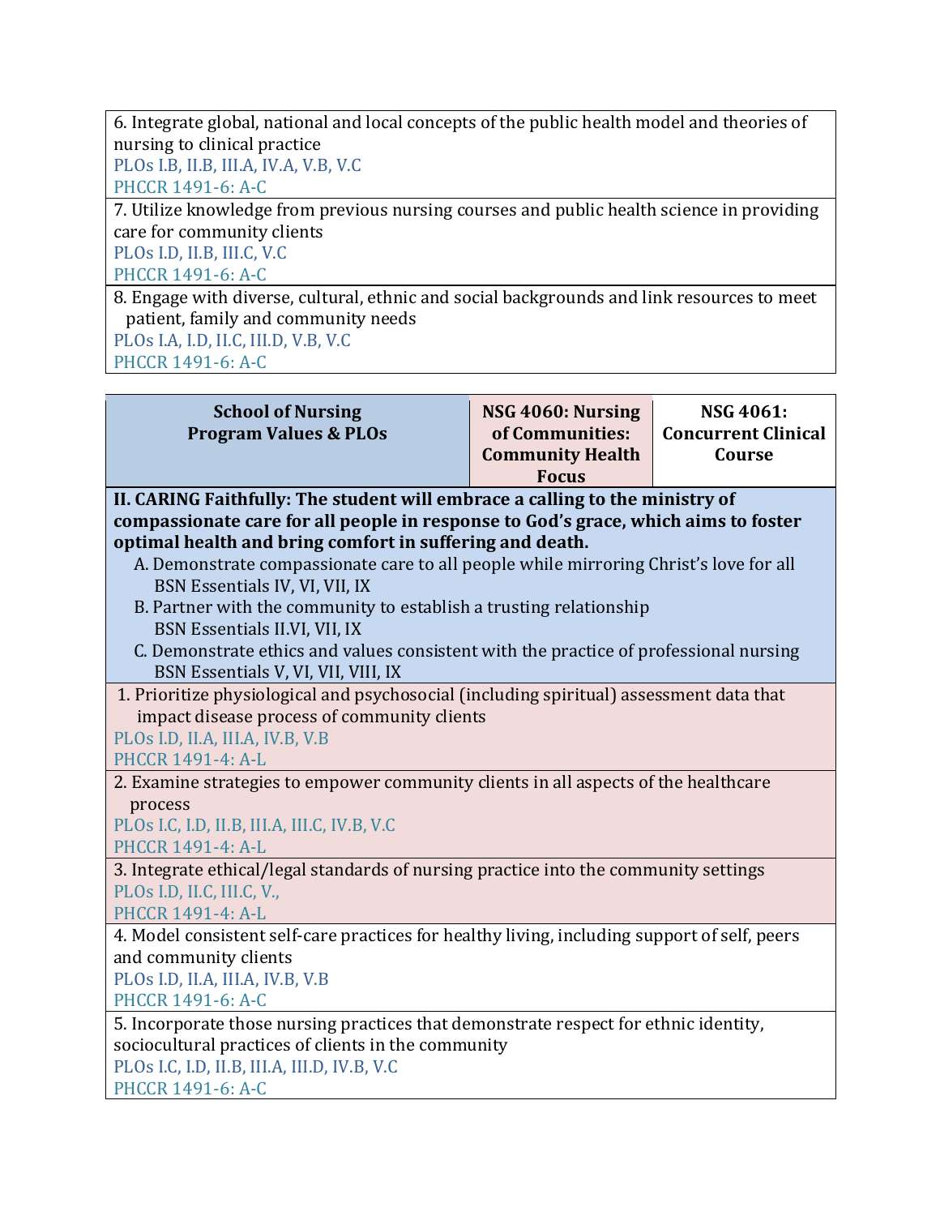| |
|---|
| 6. Integrate global, national and local concepts of the public health model and theories of nursing to clinical practice<br>PLOs I.B, II.B, III.A, IV.A, V.B, V.C<br>PHCCR 1491-6: A-C |
| 7. Utilize knowledge from previous nursing courses and public health science in providing care for community clients<br>PLOs I.D, II.B, III.C, V.C<br>PHCCR 1491-6: A-C |
| 8. Engage with diverse, cultural, ethnic and social backgrounds and link resources to meet patient, family and community needs<br>PLOs I.A, I.D, II.C, III.D, V.B, V.C<br>PHCCR 1491-6: A-C |

| **School of Nursing Program Values & PLOs** | **NSG 4060: Nursing of Communities: Community Health Focus** | **NSG 4061: Concurrent Clinical Course** |
|---|---|---|
| **II. CARING Faithfully: The student will embrace a calling to the ministry of compassionate care for all people in response to God's grace, which aims to foster optimal health and bring comfort in suffering and death.**<br>A. Demonstrate compassionate care to all people while mirroring Christ's love for all<br>BSN Essentials IV, VI, VII, IX<br>B. Partner with the community to establish a trusting relationship<br>BSN Essentials II.VI, VII, IX<br>C. Demonstrate ethics and values consistent with the practice of professional nursing<br>BSN Essentials V, VI, VII, VIII, IX | | |
| 1. Prioritize physiological and psychosocial (including spiritual) assessment data that impact disease process of community clients<br>PLOs I.D, II.A, III.A, IV.B, V.B<br>PHCCR 1491-4: A-L | | |
| 2. Examine strategies to empower community clients in all aspects of the healthcare process<br>PLOs I.C, I.D, II.B, III.A, III.C, IV.B, V.C<br>PHCCR 1491-4: A-L | | |
| 3. Integrate ethical/legal standards of nursing practice into the community settings<br>PLOs I.D, II.C, III.C, V.,<br>PHCCR 1491-4: A-L | | |
| 4. Model consistent self-care practices for healthy living, including support of self, peers and community clients<br>PLOs I.D, II.A, III.A, IV.B, V.B<br>PHCCR 1491-6: A-C | | |
| 5. Incorporate those nursing practices that demonstrate respect for ethnic identity, sociocultural practices of clients in the community<br>PLOs I.C, I.D, II.B, III.A, III.D, IV.B, V.C<br>PHCCR 1491-6: A-C | | |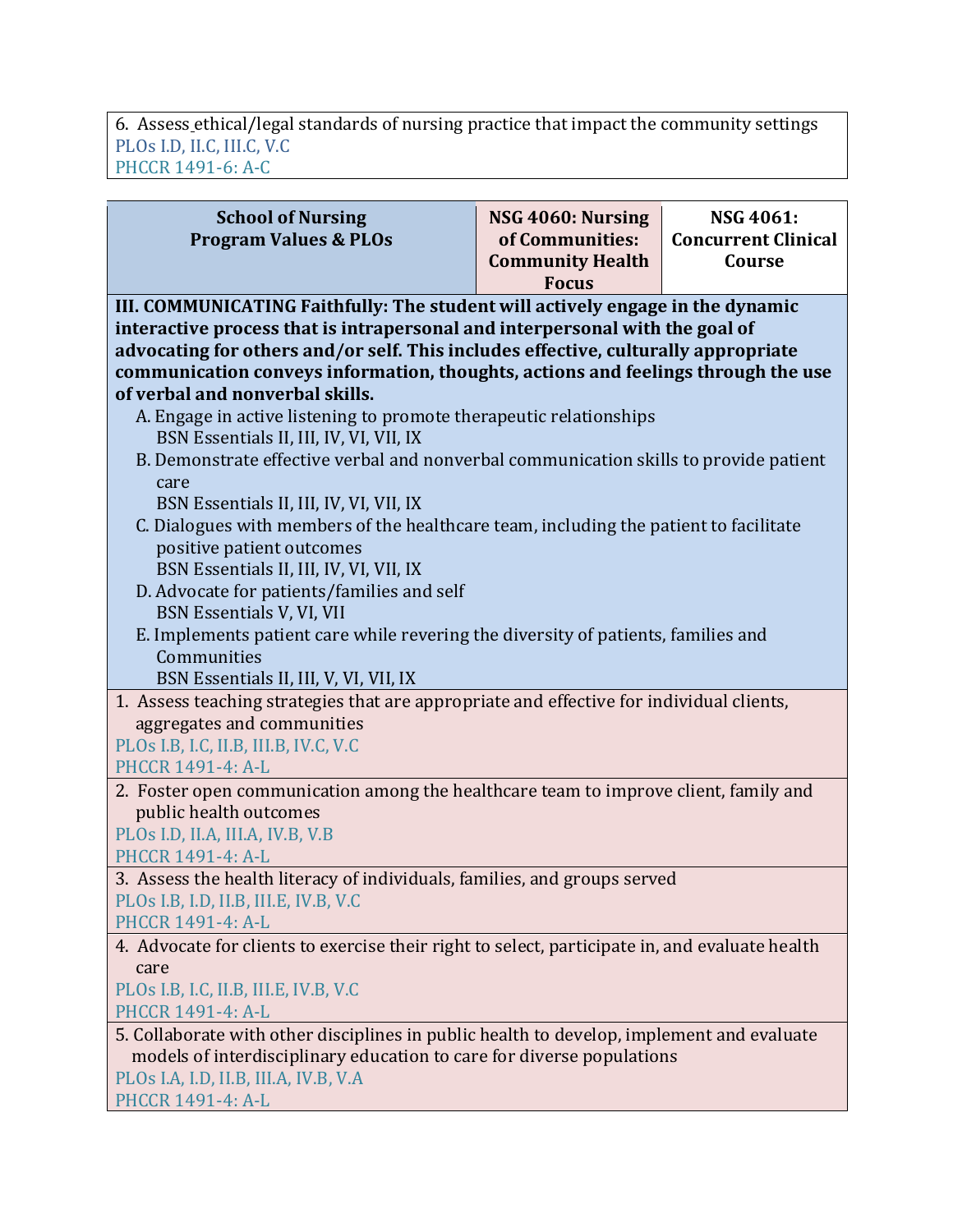| 6. Assess ethical/legal standards of nursing practice that impact the community settings<br>PLOs I.D, II.C, III.C, V.C<br>PHCCR 1491-6: A-C |
|---|

| School of Nursing<br>Program Values & PLOs | NSG 4060: Nursing of Communities: Community Health Focus | NSG 4061: Concurrent Clinical Course |
|---|---|---|
| **III. COMMUNICATING Faithfully: The student will actively engage in the dynamic interactive process that is intrapersonal and interpersonal with the goal of advocating for others and/or self. This includes effective, culturally appropriate communication conveys information, thoughts, actions and feelings through the use of verbal and nonverbal skills.**<br>A. Engage in active listening to promote therapeutic relationships<br>BSN Essentials II, III, IV, VI, VII, IX<br>B. Demonstrate effective verbal and nonverbal communication skills to provide patient care<br>BSN Essentials II, III, IV, VI, VII, IX<br>C. Dialogues with members of the healthcare team, including the patient to facilitate positive patient outcomes<br>BSN Essentials II, III, IV, VI, VII, IX<br>D. Advocate for patients/families and self<br>BSN Essentials V, VI, VII<br>E. Implements patient care while revering the diversity of patients, families and Communities<br>BSN Essentials II, III, V, VI, VII, IX | | |
| 1. Assess teaching strategies that are appropriate and effective for individual clients, aggregates and communities<br>PLOs I.B, I.C, II.B, III.B, IV.C, V.C<br>PHCCR 1491-4: A-L | | |
| 2. Foster open communication among the healthcare team to improve client, family and public health outcomes<br>PLOs I.D, II.A, III.A, IV.B, V.B<br>PHCCR 1491-4: A-L | | |
| 3. Assess the health literacy of individuals, families, and groups served<br>PLOs I.B, I.D, II.B, III.E, IV.B, V.C<br>PHCCR 1491-4: A-L | | |
| 4. Advocate for clients to exercise their right to select, participate in, and evaluate health care<br>PLOs I.B, I.C, II.B, III.E, IV.B, V.C<br>PHCCR 1491-4: A-L | | |
| 5. Collaborate with other disciplines in public health to develop, implement and evaluate models of interdisciplinary education to care for diverse populations<br>PLOs I.A, I.D, II.B, III.A, IV.B, V.A<br>PHCCR 1491-4: A-L | | |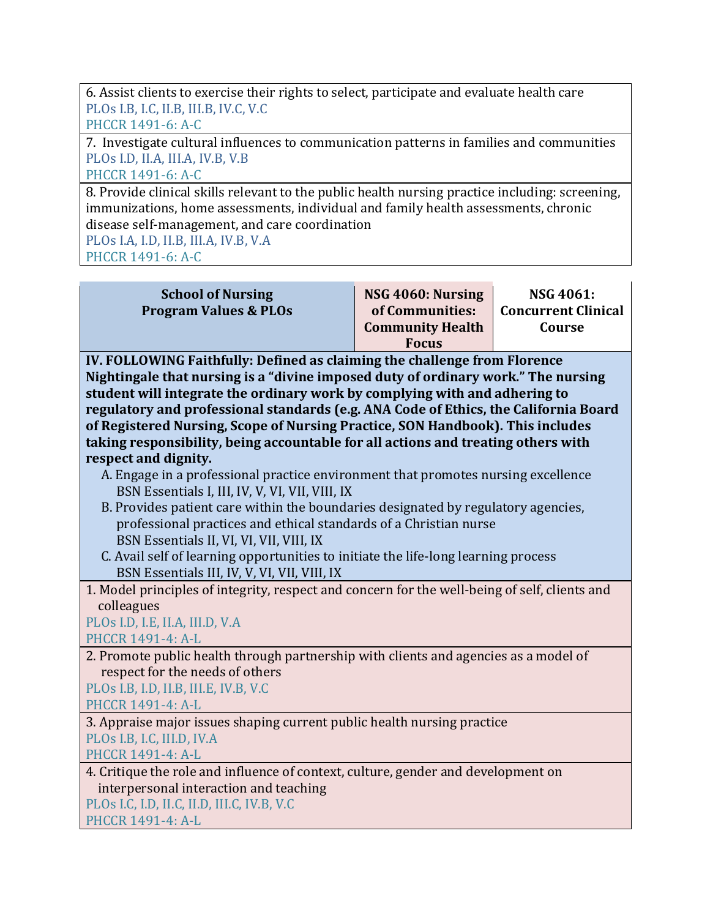| |
|---|
| 6. Assist clients to exercise their rights to select, participate and evaluate health care<br>PLOs I.B, I.C, II.B, III.B, IV.C, V.C<br>PHCCR 1491-6: A-C |
| 7. Investigate cultural influences to communication patterns in families and communities<br>PLOs I.D, II.A, III.A, IV.B, V.B<br>PHCCR 1491-6: A-C |
| 8. Provide clinical skills relevant to the public health nursing practice including: screening, immunizations, home assessments, individual and family health assessments, chronic disease self-management, and care coordination<br>PLOs I.A, I.D, II.B, III.A, IV.B, V.A<br>PHCCR 1491-6: A-C |

| School of Nursing Program Values & PLOs | NSG 4060: Nursing of Communities: Community Health Focus | NSG 4061: Concurrent Clinical Course |
|---|---|---|
| **IV. FOLLOWING Faithfully: Defined as claiming the challenge from Florence Nightingale that nursing is a "divine imposed duty of ordinary work." The nursing student will integrate the ordinary work by complying with and adhering to regulatory and professional standards (e.g. ANA Code of Ethics, the California Board of Registered Nursing, Scope of Nursing Practice, SON Handbook). This includes taking responsibility, being accountable for all actions and treating others with respect and dignity.**<br>A. Engage in a professional practice environment that promotes nursing excellence<br>BSN Essentials I, III, IV, V, VI, VII, VIII, IX<br>B. Provides patient care within the boundaries designated by regulatory agencies, professional practices and ethical standards of a Christian nurse<br>BSN Essentials II, VI, VI, VII, VIII, IX<br>C. Avail self of learning opportunities to initiate the life-long learning process<br>BSN Essentials III, IV, V, VI, VII, VIII, IX | | |
| 1. Model principles of integrity, respect and concern for the well-being of self, clients and colleagues<br>PLOs I.D, I.E, II.A, III.D, V.A<br>PHCCR 1491-4: A-L | | |
| 2. Promote public health through partnership with clients and agencies as a model of respect for the needs of others<br>PLOs I.B, I.D, II.B, III.E, IV.B, V.C<br>PHCCR 1491-4: A-L | | |
| 3. Appraise major issues shaping current public health nursing practice<br>PLOs I.B, I.C, III.D, IV.A<br>PHCCR 1491-4: A-L | | |
| 4. Critique the role and influence of context, culture, gender and development on interpersonal interaction and teaching<br>PLOs I.C, I.D, II.C, II.D, III.C, IV.B, V.C<br>PHCCR 1491-4: A-L | | |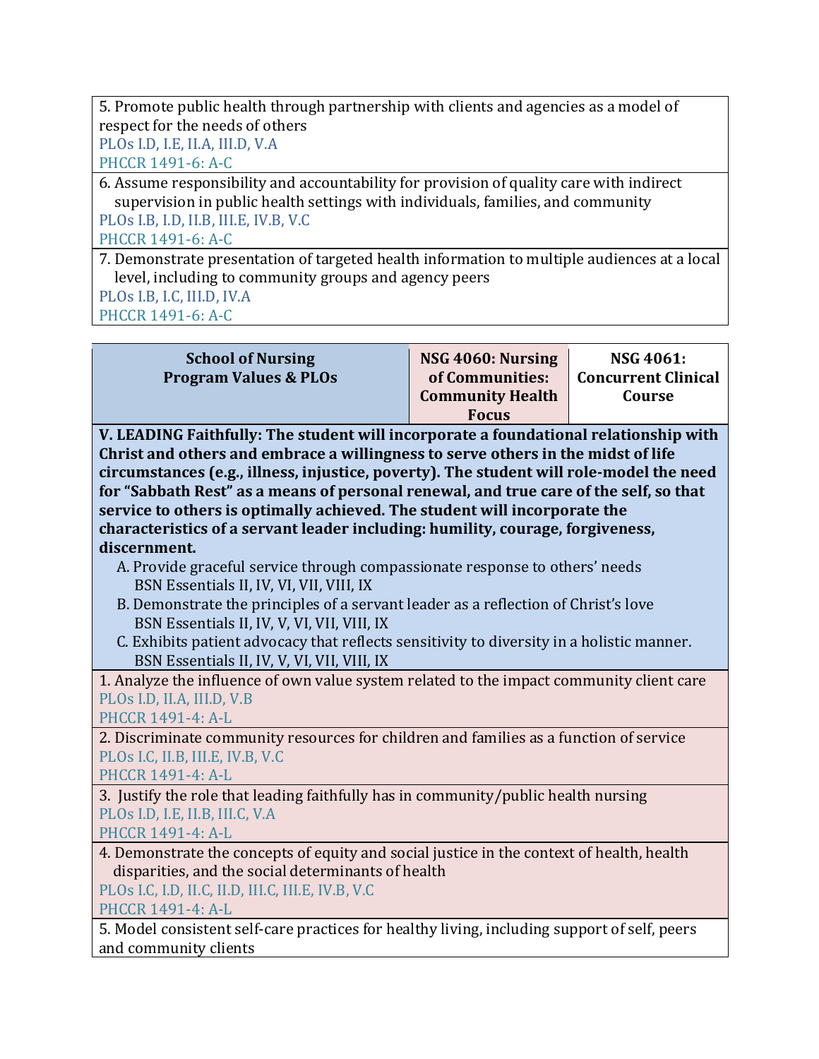| |
|---|
| 5. Promote public health through partnership with clients and agencies as a model of respect for the needs of others<br>PLOs I.D, I.E, II.A, III.D, V.A<br>PHCCR 1491-6: A-C |
| 6. Assume responsibility and accountability for provision of quality care with indirect supervision in public health settings with individuals, families, and community<br>PLOs I.B, I.D, II.B, III.E, IV.B, V.C<br>PHCCR 1491-6: A-C |
| 7. Demonstrate presentation of targeted health information to multiple audiences at a local level, including to community groups and agency peers<br>PLOs I.B, I.C, III.D, IV.A<br>PHCCR 1491-6: A-C |

| School of Nursing Program Values & PLOs | NSG 4060: Nursing of Communities: Community Health Focus | NSG 4061: Concurrent Clinical Course |
|---|---|---|
| **V. LEADING Faithfully: The student will incorporate a foundational relationship with Christ and others and embrace a willingness to serve others in the midst of life circumstances (e.g., illness, injustice, poverty). The student will role-model the need for "Sabbath Rest" as a means of personal renewal, and true care of the self, so that service to others is optimally achieved. The student will incorporate the characteristics of a servant leader including: humility, courage, forgiveness, discernment.**<br>A. Provide graceful service through compassionate response to others' needs<br>BSN Essentials II, IV, VI, VII, VIII, IX<br>B. Demonstrate the principles of a servant leader as a reflection of Christ's love<br>BSN Essentials II, IV, V, VI, VII, VIII, IX<br>C. Exhibits patient advocacy that reflects sensitivity to diversity in a holistic manner.<br>BSN Essentials II, IV, V, VI, VII, VIII, IX | | |
| 1. Analyze the influence of own value system related to the impact community client care<br>PLOs I.D, II.A, III.D, V.B<br>PHCCR 1491-4: A-L | | |
| 2. Discriminate community resources for children and families as a function of service<br>PLOs I.C, II.B, III.E, IV.B, V.C<br>PHCCR 1491-4: A-L | | |
| 3. Justify the role that leading faithfully has in community/public health nursing<br>PLOs I.D, I.E, II.B, III.C, V.A<br>PHCCR 1491-4: A-L | | |
| 4. Demonstrate the concepts of equity and social justice in the context of health, health disparities, and the social determinants of health<br>PLOs I.C, I.D, II.C, II.D, III.C, III.E, IV.B, V.C<br>PHCCR 1491-4: A-L | | |
| 5. Model consistent self-care practices for healthy living, including support of self, peers and community clients | | |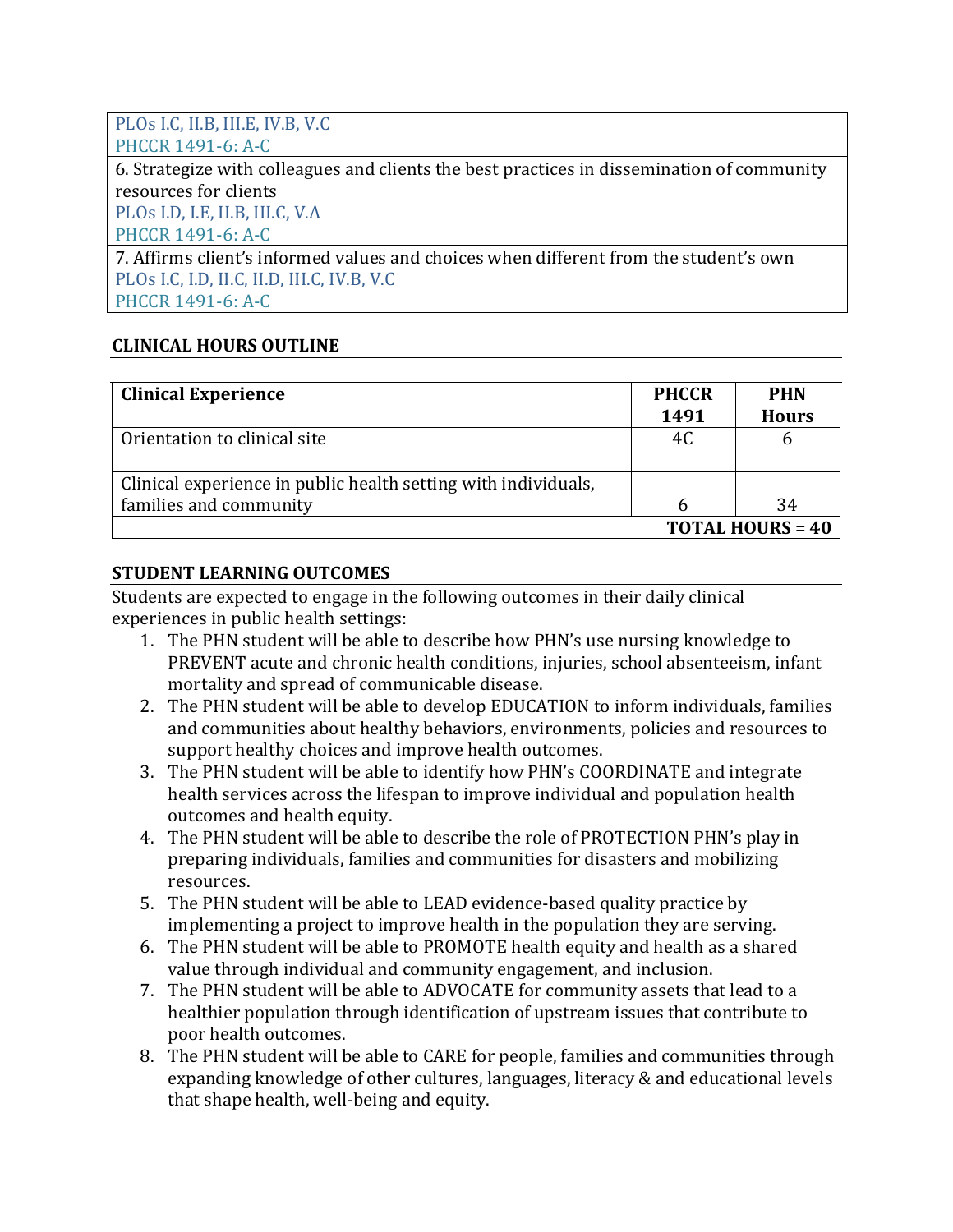| PLOs I.C, II.B, III.E, IV.B, V.C<br>PHCCR 1491-6: A-C |
|---|
| 6. Strategize with colleagues and clients the best practices in dissemination of community resources for clients<br>PLOs I.D, I.E, II.B, III.C, V.A<br>PHCCR 1491-6: A-C |
| 7. Affirms client's informed values and choices when different from the student's own<br>PLOs I.C, I.D, II.C, II.D, III.C, IV.B, V.C<br>PHCCR 1491-6: A-C |

## CLINICAL HOURS OUTLINE

| Clinical Experience | PHCCR 1491 | PHN Hours |
|---|---|---|
| Orientation to clinical site | 4C | 6 |
| Clinical experience in public health setting with individuals, families and community | 6 | 34 |
| | | **TOTAL HOURS = 40** |

## STUDENT LEARNING OUTCOMES

Students are expected to engage in the following outcomes in their daily clinical experiences in public health settings:

1. The PHN student will be able to describe how PHN's use nursing knowledge to PREVENT acute and chronic health conditions, injuries, school absenteeism, infant mortality and spread of communicable disease.
2. The PHN student will be able to develop EDUCATION to inform individuals, families and communities about healthy behaviors, environments, policies and resources to support healthy choices and improve health outcomes.
3. The PHN student will be able to identify how PHN's COORDINATE and integrate health services across the lifespan to improve individual and population health outcomes and health equity.
4. The PHN student will be able to describe the role of PROTECTION PHN's play in preparing individuals, families and communities for disasters and mobilizing resources.
5. The PHN student will be able to LEAD evidence-based quality practice by implementing a project to improve health in the population they are serving.
6. The PHN student will be able to PROMOTE health equity and health as a shared value through individual and community engagement, and inclusion.
7. The PHN student will be able to ADVOCATE for community assets that lead to a healthier population through identification of upstream issues that contribute to poor health outcomes.
8. The PHN student will be able to CARE for people, families and communities through expanding knowledge of other cultures, languages, literacy & and educational levels that shape health, well-being and equity.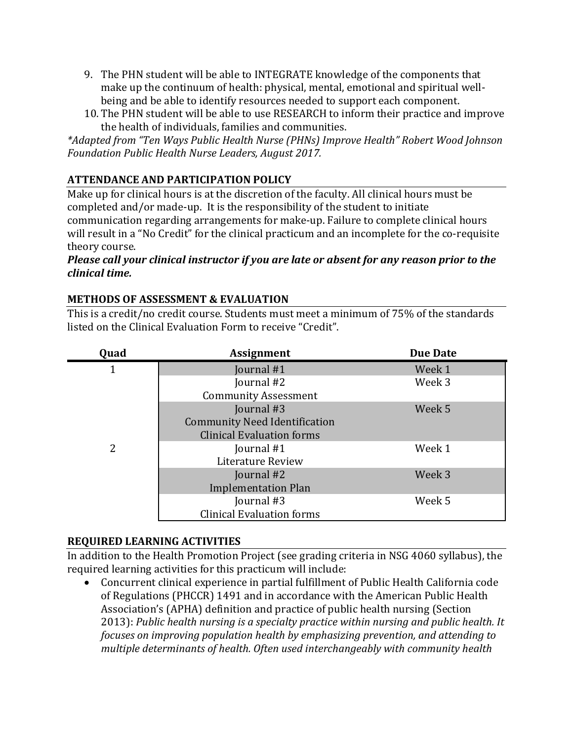9. The PHN student will be able to INTEGRATE knowledge of the components that make up the continuum of health: physical, mental, emotional and spiritual well-being and be able to identify resources needed to support each component.
10. The PHN student will be able to use RESEARCH to inform their practice and improve the health of individuals, families and communities.

*\*Adapted from "Ten Ways Public Health Nurse (PHNs) Improve Health" Robert Wood Johnson Foundation Public Health Nurse Leaders, August 2017.*

### ATTENDANCE AND PARTICIPATION POLICY

Make up for clinical hours is at the discretion of the faculty. All clinical hours must be completed and/or made-up. It is the responsibility of the student to initiate communication regarding arrangements for make-up. Failure to complete clinical hours will result in a "No Credit" for the clinical practicum and an incomplete for the co-requisite theory course.

***Please call your clinical instructor if you are late or absent for any reason prior to the clinical time.***

### METHODS OF ASSESSMENT & EVALUATION

This is a credit/no credit course. Students must meet a minimum of 75% of the standards listed on the Clinical Evaluation Form to receive "Credit".

| Quad | Assignment | Due Date |
|---|---|---|
| 1 | Journal #1 | Week 1 |
| | Journal #2<br>Community Assessment | Week 3 |
| | Journal #3<br>Community Need Identification<br>Clinical Evaluation forms | Week 5 |
| 2 | Journal #1<br>Literature Review | Week 1 |
| | Journal #2<br>Implementation Plan | Week 3 |
| | Journal #3<br>Clinical Evaluation forms | Week 5 |

### REQUIRED LEARNING ACTIVITIES

In addition to the Health Promotion Project (see grading criteria in NSG 4060 syllabus), the required learning activities for this practicum will include:

- Concurrent clinical experience in partial fulfillment of Public Health California code of Regulations (PHCCR) 1491 and in accordance with the American Public Health Association's (APHA) definition and practice of public health nursing (Section 2013): *Public health nursing is a specialty practice within nursing and public health. It focuses on improving population health by emphasizing prevention, and attending to multiple determinants of health. Often used interchangeably with community health*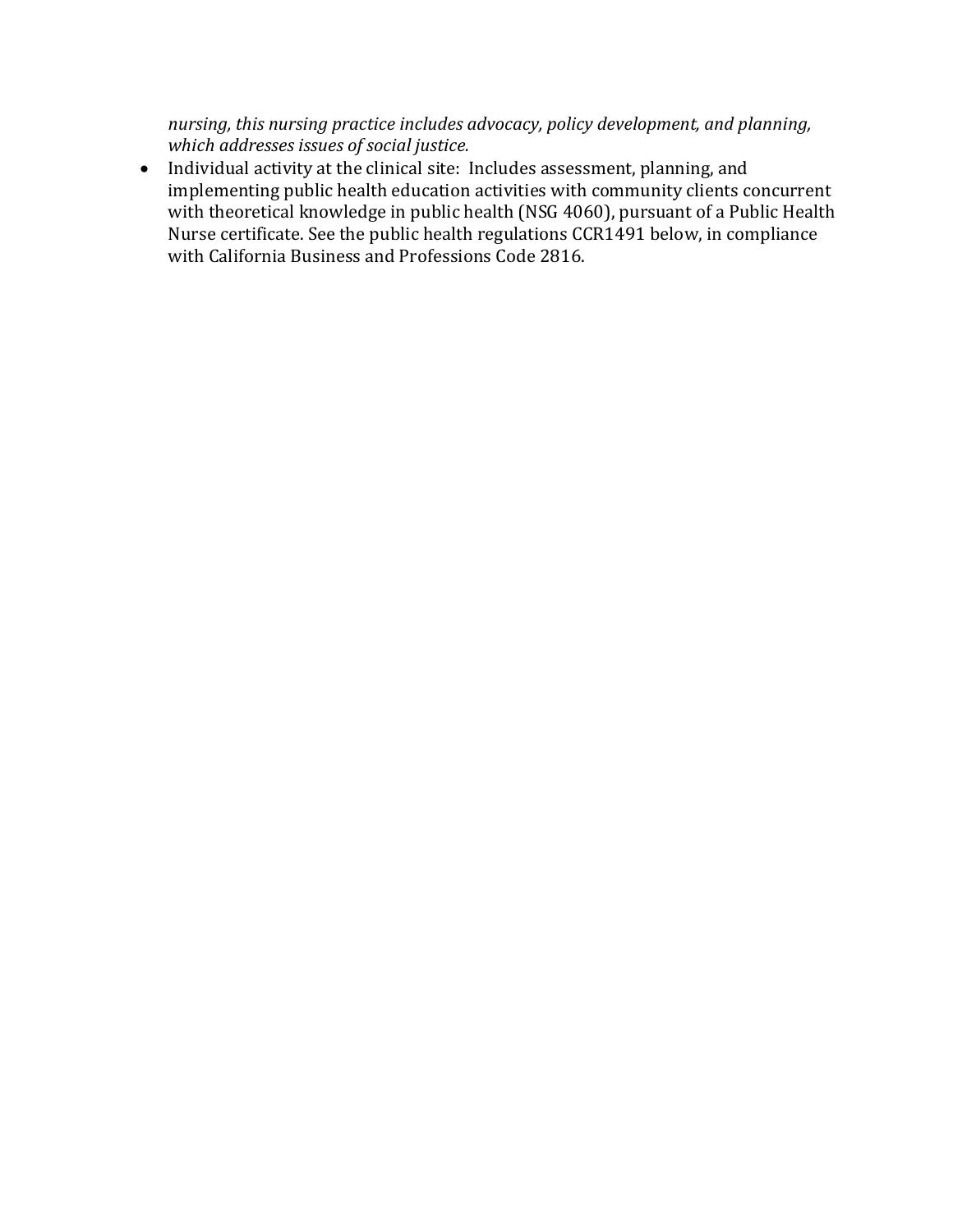*nursing, this nursing practice includes advocacy, policy development, and planning, which addresses issues of social justice.*

- Individual activity at the clinical site: Includes assessment, planning, and implementing public health education activities with community clients concurrent with theoretical knowledge in public health (NSG 4060), pursuant of a Public Health Nurse certificate. See the public health regulations CCR1491 below, in compliance with California Business and Professions Code 2816.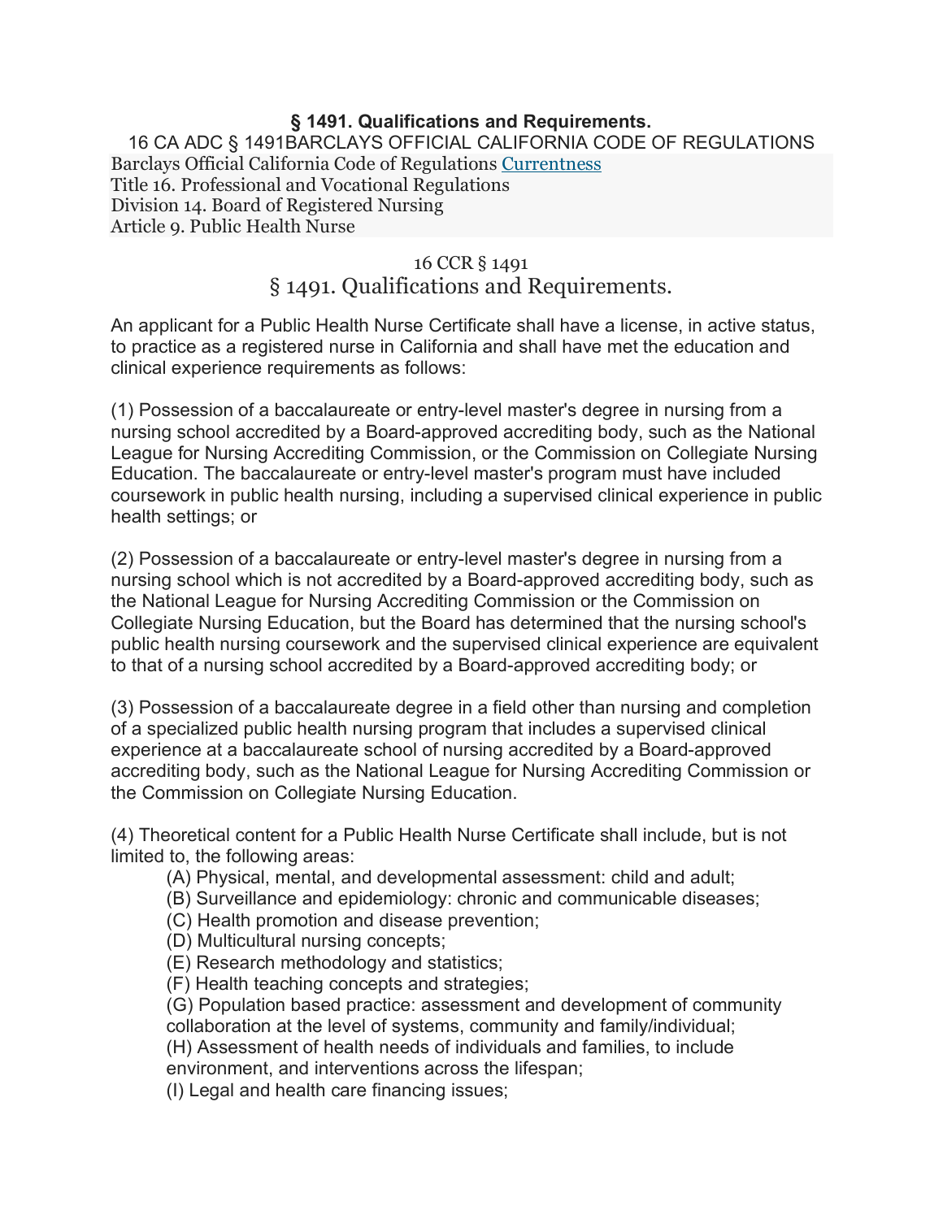## § 1491. Qualifications and Requirements.

16 CA ADC § 1491BARCLAYS OFFICIAL CALIFORNIA CODE OF REGULATIONS

Barclays Official California Code of Regulations Currentness
Title 16. Professional and Vocational Regulations
Division 14. Board of Registered Nursing
Article 9. Public Health Nurse

16 CCR § 1491

# § 1491. Qualifications and Requirements.

An applicant for a Public Health Nurse Certificate shall have a license, in active status, to practice as a registered nurse in California and shall have met the education and clinical experience requirements as follows:

(1) Possession of a baccalaureate or entry-level master's degree in nursing from a nursing school accredited by a Board-approved accrediting body, such as the National League for Nursing Accrediting Commission, or the Commission on Collegiate Nursing Education. The baccalaureate or entry-level master's program must have included coursework in public health nursing, including a supervised clinical experience in public health settings; or

(2) Possession of a baccalaureate or entry-level master's degree in nursing from a nursing school which is not accredited by a Board-approved accrediting body, such as the National League for Nursing Accrediting Commission or the Commission on Collegiate Nursing Education, but the Board has determined that the nursing school's public health nursing coursework and the supervised clinical experience are equivalent to that of a nursing school accredited by a Board-approved accrediting body; or

(3) Possession of a baccalaureate degree in a field other than nursing and completion of a specialized public health nursing program that includes a supervised clinical experience at a baccalaureate school of nursing accredited by a Board-approved accrediting body, such as the National League for Nursing Accrediting Commission or the Commission on Collegiate Nursing Education.

(4) Theoretical content for a Public Health Nurse Certificate shall include, but is not limited to, the following areas:

- (A) Physical, mental, and developmental assessment: child and adult;
- (B) Surveillance and epidemiology: chronic and communicable diseases;
- (C) Health promotion and disease prevention;
- (D) Multicultural nursing concepts;
- (E) Research methodology and statistics;
- (F) Health teaching concepts and strategies;
- (G) Population based practice: assessment and development of community collaboration at the level of systems, community and family/individual;
- (H) Assessment of health needs of individuals and families, to include environment, and interventions across the lifespan;
- (I) Legal and health care financing issues;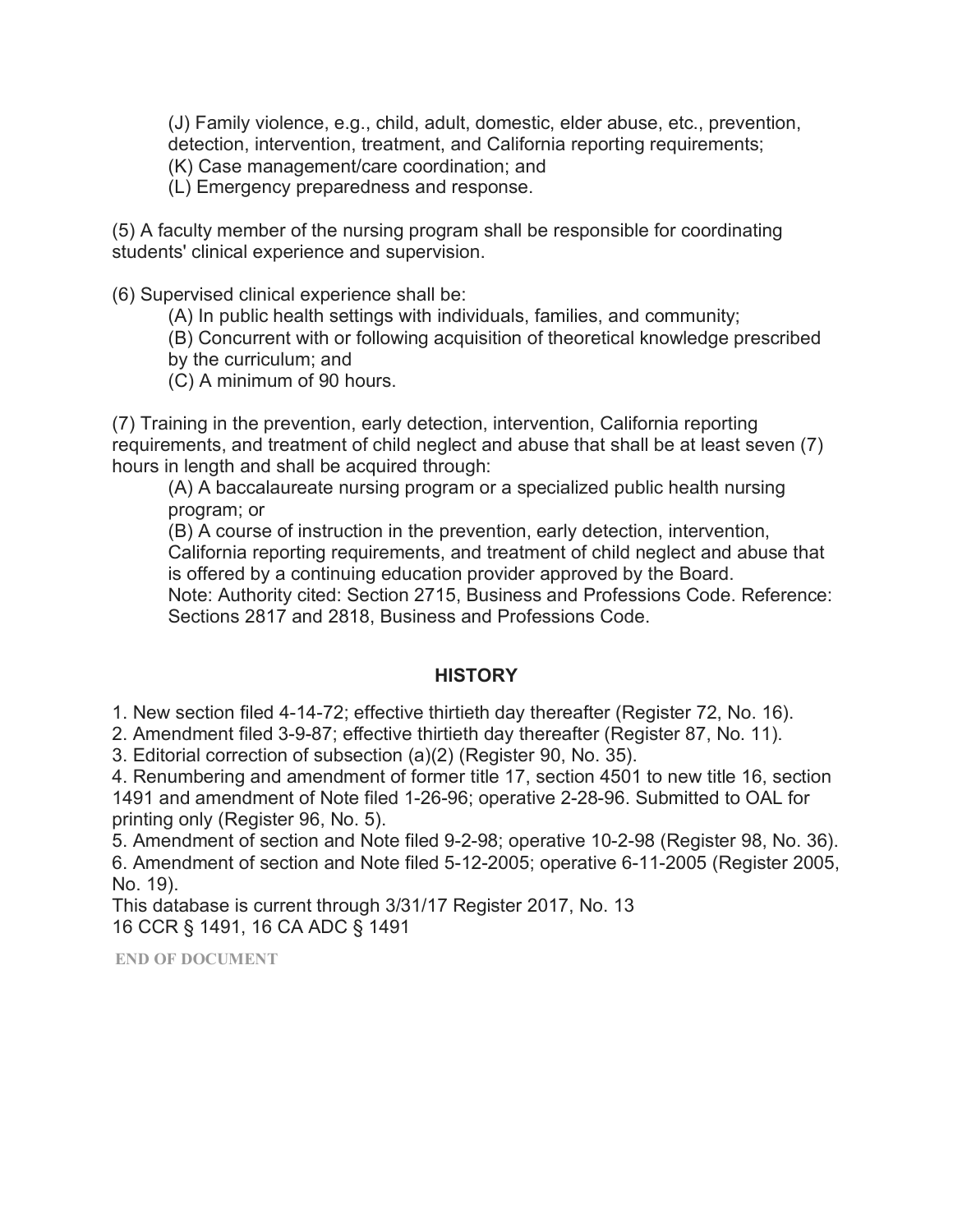(J) Family violence, e.g., child, adult, domestic, elder abuse, etc., prevention, detection, intervention, treatment, and California reporting requirements;

(K) Case management/care coordination; and

(L) Emergency preparedness and response.

(5) A faculty member of the nursing program shall be responsible for coordinating students' clinical experience and supervision.

(6) Supervised clinical experience shall be:

(A) In public health settings with individuals, families, and community;

(B) Concurrent with or following acquisition of theoretical knowledge prescribed by the curriculum; and

(C) A minimum of 90 hours.

(7) Training in the prevention, early detection, intervention, California reporting requirements, and treatment of child neglect and abuse that shall be at least seven (7) hours in length and shall be acquired through:

(A) A baccalaureate nursing program or a specialized public health nursing program; or

(B) A course of instruction in the prevention, early detection, intervention, California reporting requirements, and treatment of child neglect and abuse that is offered by a continuing education provider approved by the Board.

Note: Authority cited: Section 2715, Business and Professions Code. Reference: Sections 2817 and 2818, Business and Professions Code.

## HISTORY

1. New section filed 4-14-72; effective thirtieth day thereafter (Register 72, No. 16).
2. Amendment filed 3-9-87; effective thirtieth day thereafter (Register 87, No. 11).
3. Editorial correction of subsection (a)(2) (Register 90, No. 35).
4. Renumbering and amendment of former title 17, section 4501 to new title 16, section 1491 and amendment of Note filed 1-26-96; operative 2-28-96. Submitted to OAL for printing only (Register 96, No. 5).
5. Amendment of section and Note filed 9-2-98; operative 10-2-98 (Register 98, No. 36).
6. Amendment of section and Note filed 5-12-2005; operative 6-11-2005 (Register 2005, No. 19).

This database is current through 3/31/17 Register 2017, No. 13

16 CCR § 1491, 16 CA ADC § 1491

**END OF DOCUMENT**